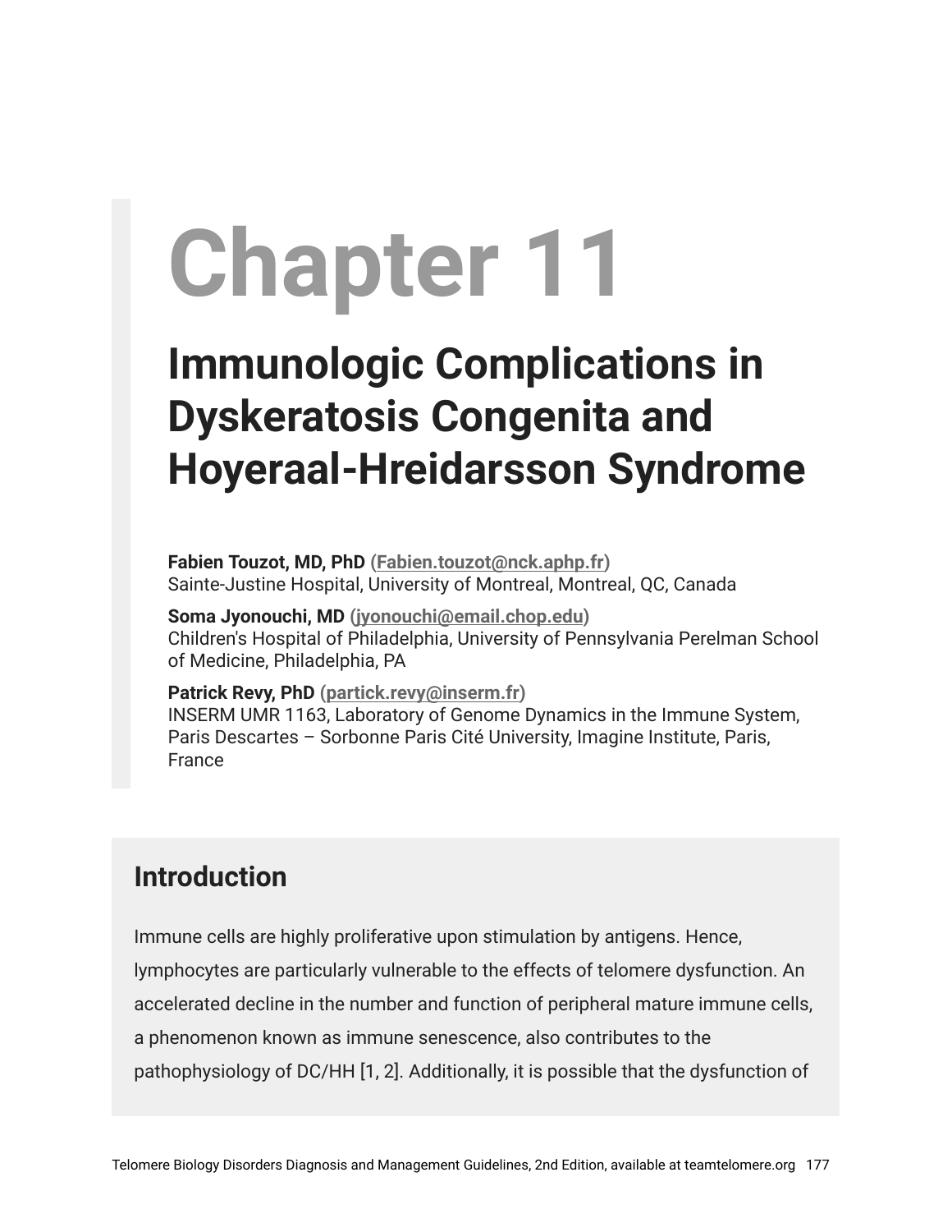# Chapter 11

## Immunologic Complications in Dyskeratosis Congenita and Hoyeraal-Hreidarsson Syndrome

**Fabien Touzot, MD, PhD (Fabien.touzot@nck.aphp.fr)**
Sainte-Justine Hospital, University of Montreal, Montreal, QC, Canada

**Soma Jyonouchi, MD (jyonouchi@email.chop.edu)**
Children's Hospital of Philadelphia, University of Pennsylvania Perelman School of Medicine, Philadelphia, PA

**Patrick Revy, PhD (partick.revy@inserm.fr)**
INSERM UMR 1163, Laboratory of Genome Dynamics in the Immune System, Paris Descartes – Sorbonne Paris Cité University, Imagine Institute, Paris, France

## Introduction

Immune cells are highly proliferative upon stimulation by antigens. Hence, lymphocytes are particularly vulnerable to the effects of telomere dysfunction. An accelerated decline in the number and function of peripheral mature immune cells, a phenomenon known as immune senescence, also contributes to the pathophysiology of DC/HH [1, 2]. Additionally, it is possible that the dysfunction of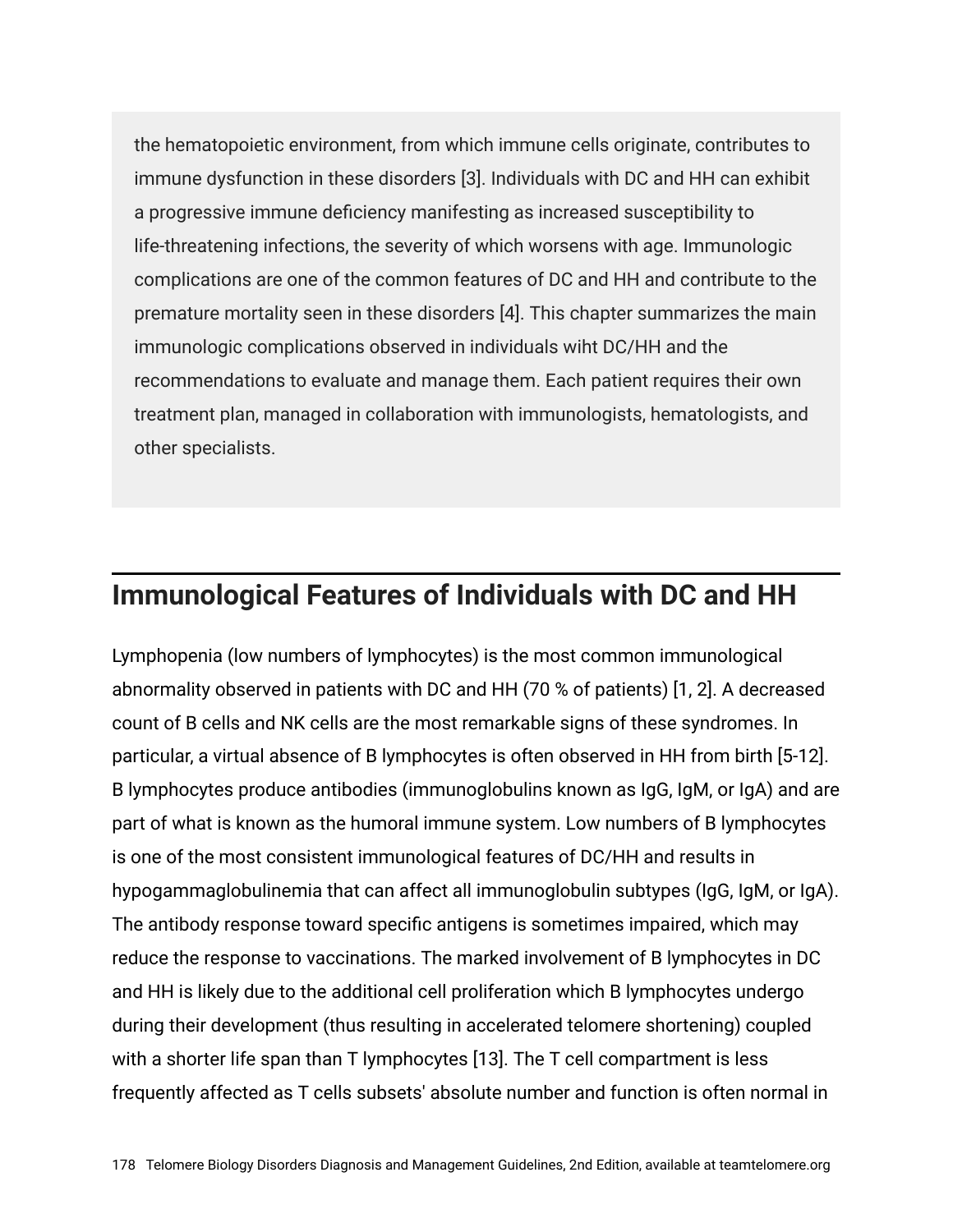the hematopoietic environment, from which immune cells originate, contributes to immune dysfunction in these disorders [3]. Individuals with DC and HH can exhibit a progressive immune deficiency manifesting as increased susceptibility to life-threatening infections, the severity of which worsens with age. Immunologic complications are one of the common features of DC and HH and contribute to the premature mortality seen in these disorders [4]. This chapter summarizes the main immunologic complications observed in individuals wiht DC/HH and the recommendations to evaluate and manage them. Each patient requires their own treatment plan, managed in collaboration with immunologists, hematologists, and other specialists.

## Immunological Features of Individuals with DC and HH

Lymphopenia (low numbers of lymphocytes) is the most common immunological abnormality observed in patients with DC and HH (70 % of patients) [1, 2]. A decreased count of B cells and NK cells are the most remarkable signs of these syndromes. In particular, a virtual absence of B lymphocytes is often observed in HH from birth [5-12]. B lymphocytes produce antibodies (immunoglobulins known as IgG, IgM, or IgA) and are part of what is known as the humoral immune system. Low numbers of B lymphocytes is one of the most consistent immunological features of DC/HH and results in hypogammaglobulinemia that can affect all immunoglobulin subtypes (IgG, IgM, or IgA). The antibody response toward specific antigens is sometimes impaired, which may reduce the response to vaccinations. The marked involvement of B lymphocytes in DC and HH is likely due to the additional cell proliferation which B lymphocytes undergo during their development (thus resulting in accelerated telomere shortening) coupled with a shorter life span than T lymphocytes [13]. The T cell compartment is less frequently affected as T cells subsets' absolute number and function is often normal in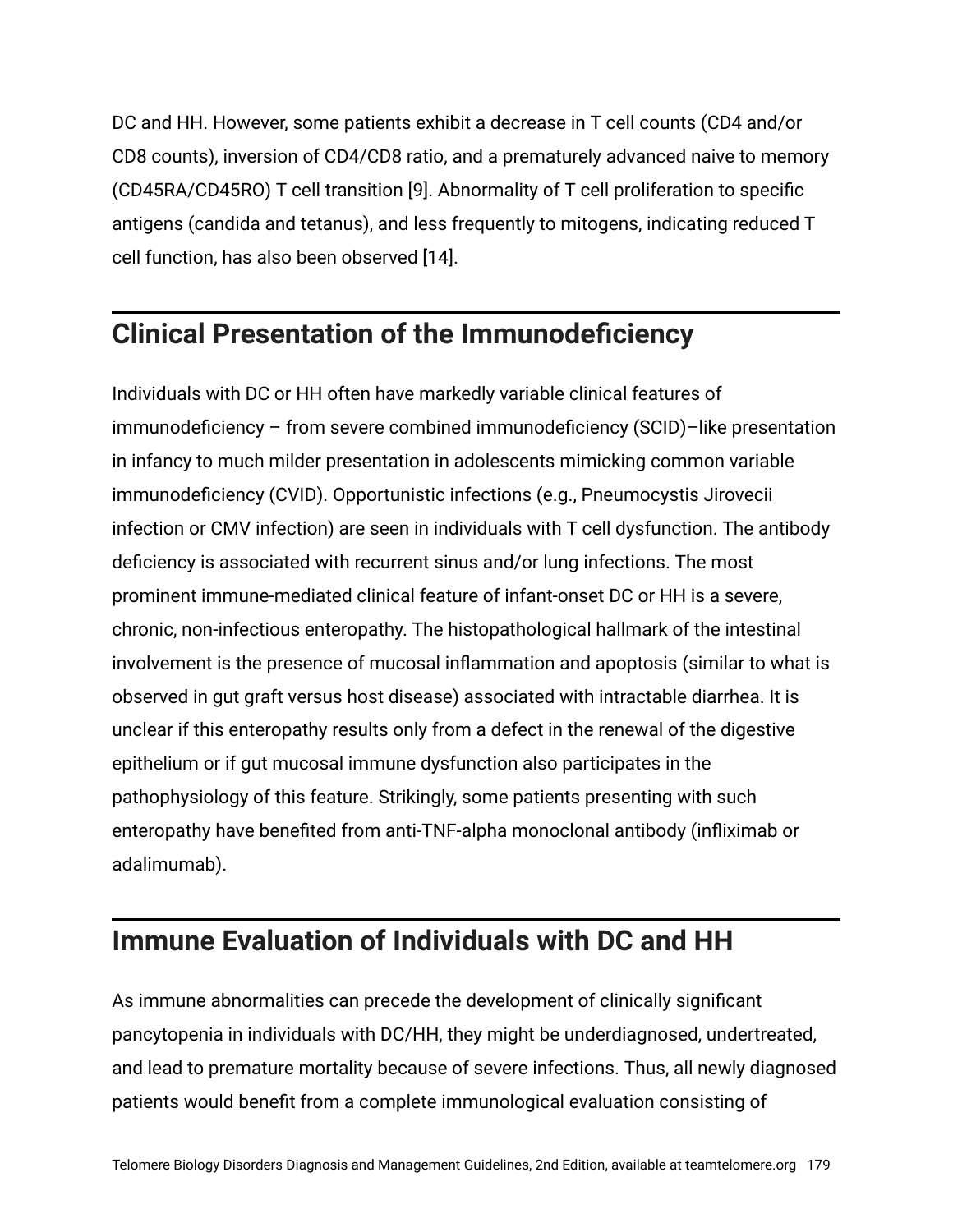DC and HH. However, some patients exhibit a decrease in T cell counts (CD4 and/or CD8 counts), inversion of CD4/CD8 ratio, and a prematurely advanced naive to memory (CD45RA/CD45RO) T cell transition [9]. Abnormality of T cell proliferation to specific antigens (candida and tetanus), and less frequently to mitogens, indicating reduced T cell function, has also been observed [14].

## Clinical Presentation of the Immunodeficiency

Individuals with DC or HH often have markedly variable clinical features of immunodeficiency – from severe combined immunodeficiency (SCID)–like presentation in infancy to much milder presentation in adolescents mimicking common variable immunodeficiency (CVID). Opportunistic infections (e.g., Pneumocystis Jirovecii infection or CMV infection) are seen in individuals with T cell dysfunction. The antibody deficiency is associated with recurrent sinus and/or lung infections. The most prominent immune-mediated clinical feature of infant-onset DC or HH is a severe, chronic, non-infectious enteropathy. The histopathological hallmark of the intestinal involvement is the presence of mucosal inflammation and apoptosis (similar to what is observed in gut graft versus host disease) associated with intractable diarrhea. It is unclear if this enteropathy results only from a defect in the renewal of the digestive epithelium or if gut mucosal immune dysfunction also participates in the pathophysiology of this feature. Strikingly, some patients presenting with such enteropathy have benefited from anti-TNF-alpha monoclonal antibody (infliximab or adalimumab).

## Immune Evaluation of Individuals with DC and HH

As immune abnormalities can precede the development of clinically significant pancytopenia in individuals with DC/HH, they might be underdiagnosed, undertreated, and lead to premature mortality because of severe infections. Thus, all newly diagnosed patients would benefit from a complete immunological evaluation consisting of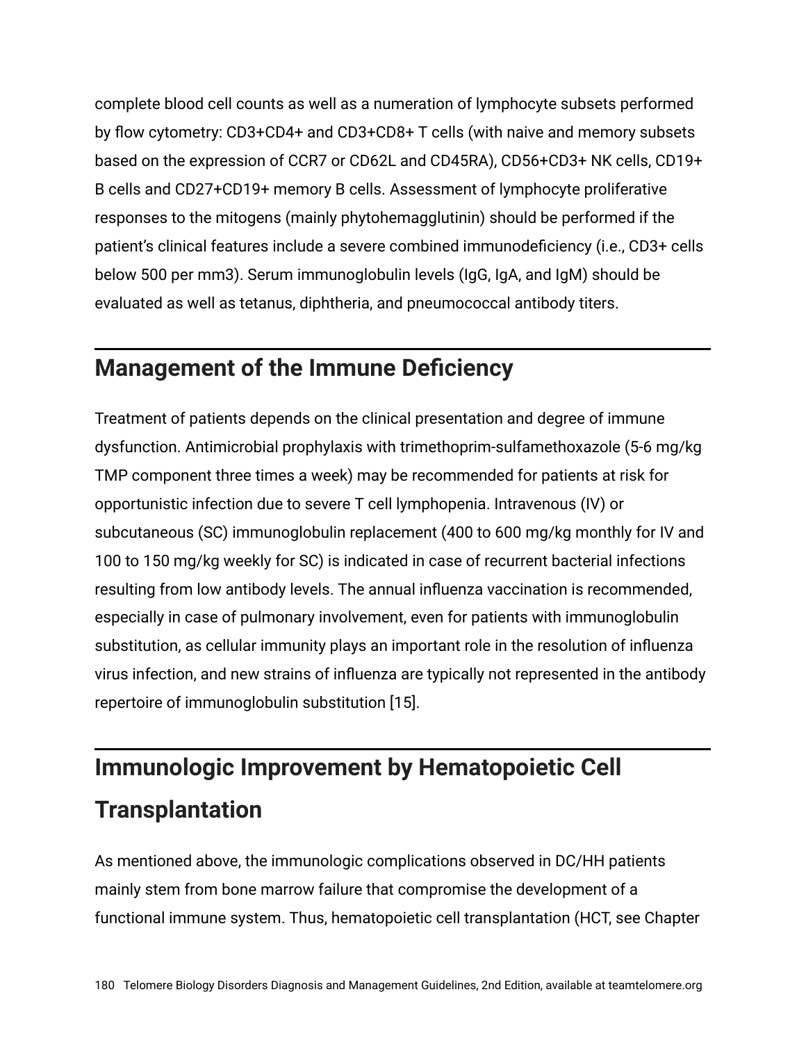complete blood cell counts as well as a numeration of lymphocyte subsets performed by flow cytometry: CD3+CD4+ and CD3+CD8+ T cells (with naive and memory subsets based on the expression of CCR7 or CD62L and CD45RA), CD56+CD3+ NK cells, CD19+ B cells and CD27+CD19+ memory B cells. Assessment of lymphocyte proliferative responses to the mitogens (mainly phytohemagglutinin) should be performed if the patient's clinical features include a severe combined immunodeficiency (i.e., CD3+ cells below 500 per mm3). Serum immunoglobulin levels (IgG, IgA, and IgM) should be evaluated as well as tetanus, diphtheria, and pneumococcal antibody titers.

## Management of the Immune Deficiency

Treatment of patients depends on the clinical presentation and degree of immune dysfunction. Antimicrobial prophylaxis with trimethoprim-sulfamethoxazole (5-6 mg/kg TMP component three times a week) may be recommended for patients at risk for opportunistic infection due to severe T cell lymphopenia. Intravenous (IV) or subcutaneous (SC) immunoglobulin replacement (400 to 600 mg/kg monthly for IV and 100 to 150 mg/kg weekly for SC) is indicated in case of recurrent bacterial infections resulting from low antibody levels. The annual influenza vaccination is recommended, especially in case of pulmonary involvement, even for patients with immunoglobulin substitution, as cellular immunity plays an important role in the resolution of influenza virus infection, and new strains of influenza are typically not represented in the antibody repertoire of immunoglobulin substitution [15].

## Immunologic Improvement by Hematopoietic Cell Transplantation

As mentioned above, the immunologic complications observed in DC/HH patients mainly stem from bone marrow failure that compromise the development of a functional immune system. Thus, hematopoietic cell transplantation (HCT, see Chapter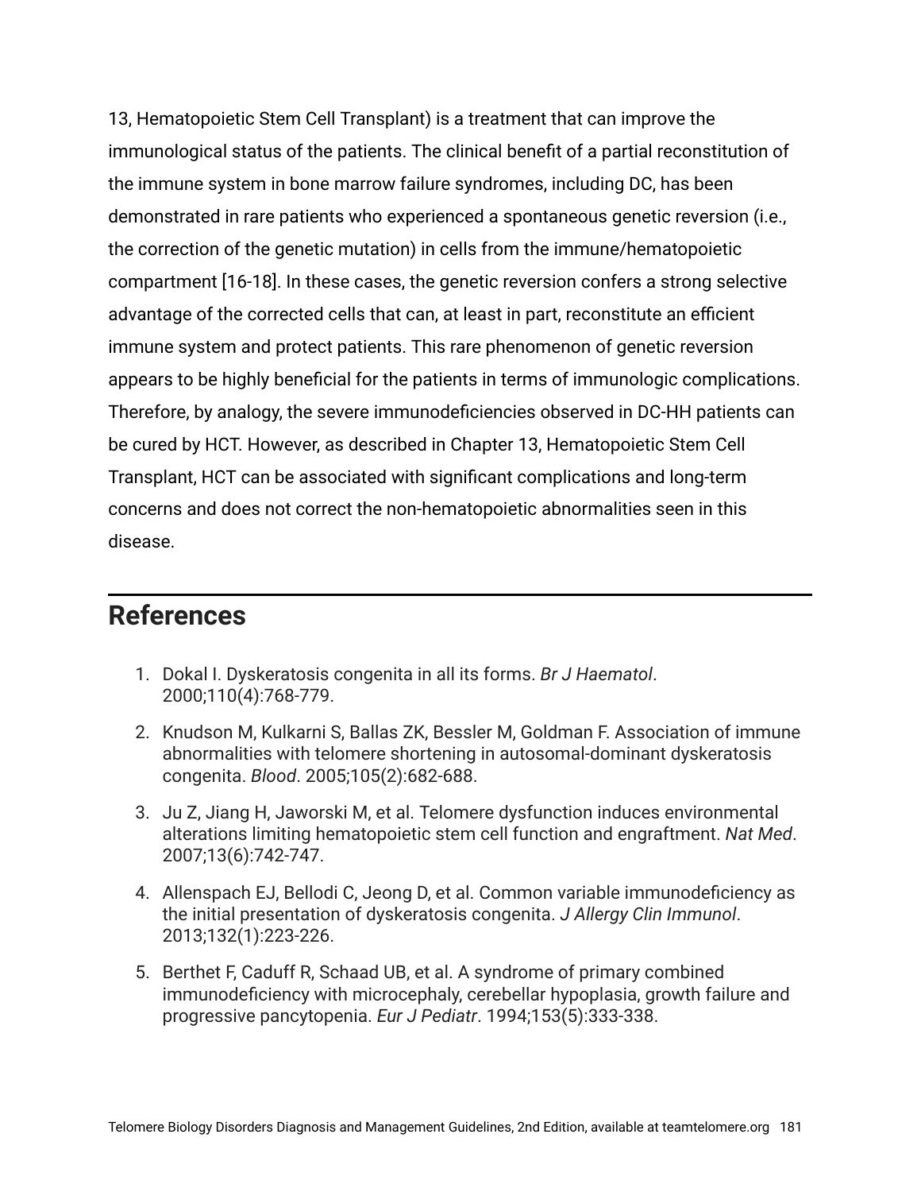13, Hematopoietic Stem Cell Transplant) is a treatment that can improve the immunological status of the patients. The clinical benefit of a partial reconstitution of the immune system in bone marrow failure syndromes, including DC, has been demonstrated in rare patients who experienced a spontaneous genetic reversion (i.e., the correction of the genetic mutation) in cells from the immune/hematopoietic compartment [16-18]. In these cases, the genetic reversion confers a strong selective advantage of the corrected cells that can, at least in part, reconstitute an efficient immune system and protect patients. This rare phenomenon of genetic reversion appears to be highly beneficial for the patients in terms of immunologic complications. Therefore, by analogy, the severe immunodeficiencies observed in DC-HH patients can be cured by HCT. However, as described in Chapter 13, Hematopoietic Stem Cell Transplant, HCT can be associated with significant complications and long-term concerns and does not correct the non-hematopoietic abnormalities seen in this disease.

## References

1. Dokal I. Dyskeratosis congenita in all its forms. *Br J Haematol*. 2000;110(4):768-779.
2. Knudson M, Kulkarni S, Ballas ZK, Bessler M, Goldman F. Association of immune abnormalities with telomere shortening in autosomal-dominant dyskeratosis congenita. *Blood*. 2005;105(2):682-688.
3. Ju Z, Jiang H, Jaworski M, et al. Telomere dysfunction induces environmental alterations limiting hematopoietic stem cell function and engraftment. *Nat Med*. 2007;13(6):742-747.
4. Allenspach EJ, Bellodi C, Jeong D, et al. Common variable immunodeficiency as the initial presentation of dyskeratosis congenita. *J Allergy Clin Immunol*. 2013;132(1):223-226.
5. Berthet F, Caduff R, Schaad UB, et al. A syndrome of primary combined immunodeficiency with microcephaly, cerebellar hypoplasia, growth failure and progressive pancytopenia. *Eur J Pediatr*. 1994;153(5):333-338.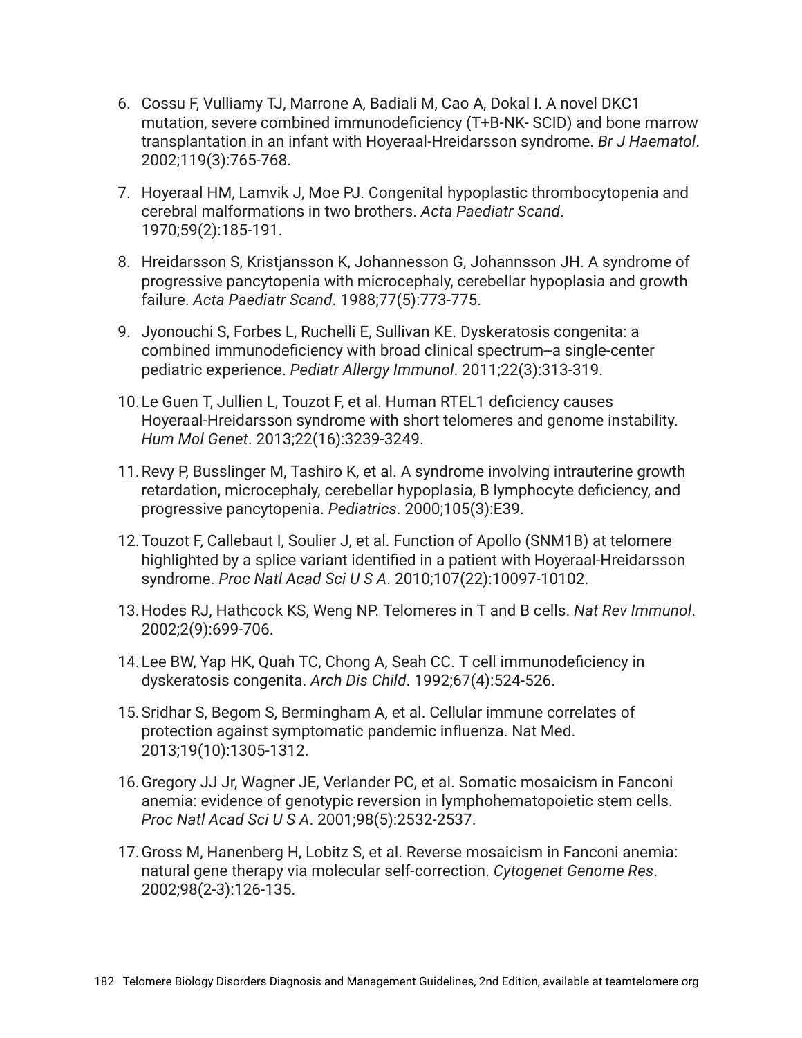6. Cossu F, Vulliamy TJ, Marrone A, Badiali M, Cao A, Dokal I. A novel DKC1 mutation, severe combined immunodeficiency (T+B-NK- SCID) and bone marrow transplantation in an infant with Hoyeraal-Hreidarsson syndrome. *Br J Haematol*. 2002;119(3):765-768.

7. Hoyeraal HM, Lamvik J, Moe PJ. Congenital hypoplastic thrombocytopenia and cerebral malformations in two brothers. *Acta Paediatr Scand*. 1970;59(2):185-191.

8. Hreidarsson S, Kristjansson K, Johannesson G, Johannsson JH. A syndrome of progressive pancytopenia with microcephaly, cerebellar hypoplasia and growth failure. *Acta Paediatr Scand*. 1988;77(5):773-775.

9. Jyonouchi S, Forbes L, Ruchelli E, Sullivan KE. Dyskeratosis congenita: a combined immunodeficiency with broad clinical spectrum--a single-center pediatric experience. *Pediatr Allergy Immunol*. 2011;22(3):313-319.

10. Le Guen T, Jullien L, Touzot F, et al. Human RTEL1 deficiency causes Hoyeraal-Hreidarsson syndrome with short telomeres and genome instability. *Hum Mol Genet*. 2013;22(16):3239-3249.

11. Revy P, Busslinger M, Tashiro K, et al. A syndrome involving intrauterine growth retardation, microcephaly, cerebellar hypoplasia, B lymphocyte deficiency, and progressive pancytopenia. *Pediatrics*. 2000;105(3):E39.

12. Touzot F, Callebaut I, Soulier J, et al. Function of Apollo (SNM1B) at telomere highlighted by a splice variant identified in a patient with Hoyeraal-Hreidarsson syndrome. *Proc Natl Acad Sci U S A*. 2010;107(22):10097-10102.

13. Hodes RJ, Hathcock KS, Weng NP. Telomeres in T and B cells. *Nat Rev Immunol*. 2002;2(9):699-706.

14. Lee BW, Yap HK, Quah TC, Chong A, Seah CC. T cell immunodeficiency in dyskeratosis congenita. *Arch Dis Child*. 1992;67(4):524-526.

15. Sridhar S, Begom S, Bermingham A, et al. Cellular immune correlates of protection against symptomatic pandemic influenza. Nat Med. 2013;19(10):1305-1312.

16. Gregory JJ Jr, Wagner JE, Verlander PC, et al. Somatic mosaicism in Fanconi anemia: evidence of genotypic reversion in lymphohematopoietic stem cells. *Proc Natl Acad Sci U S A*. 2001;98(5):2532-2537.

17. Gross M, Hanenberg H, Lobitz S, et al. Reverse mosaicism in Fanconi anemia: natural gene therapy via molecular self-correction. *Cytogenet Genome Res*. 2002;98(2-3):126-135.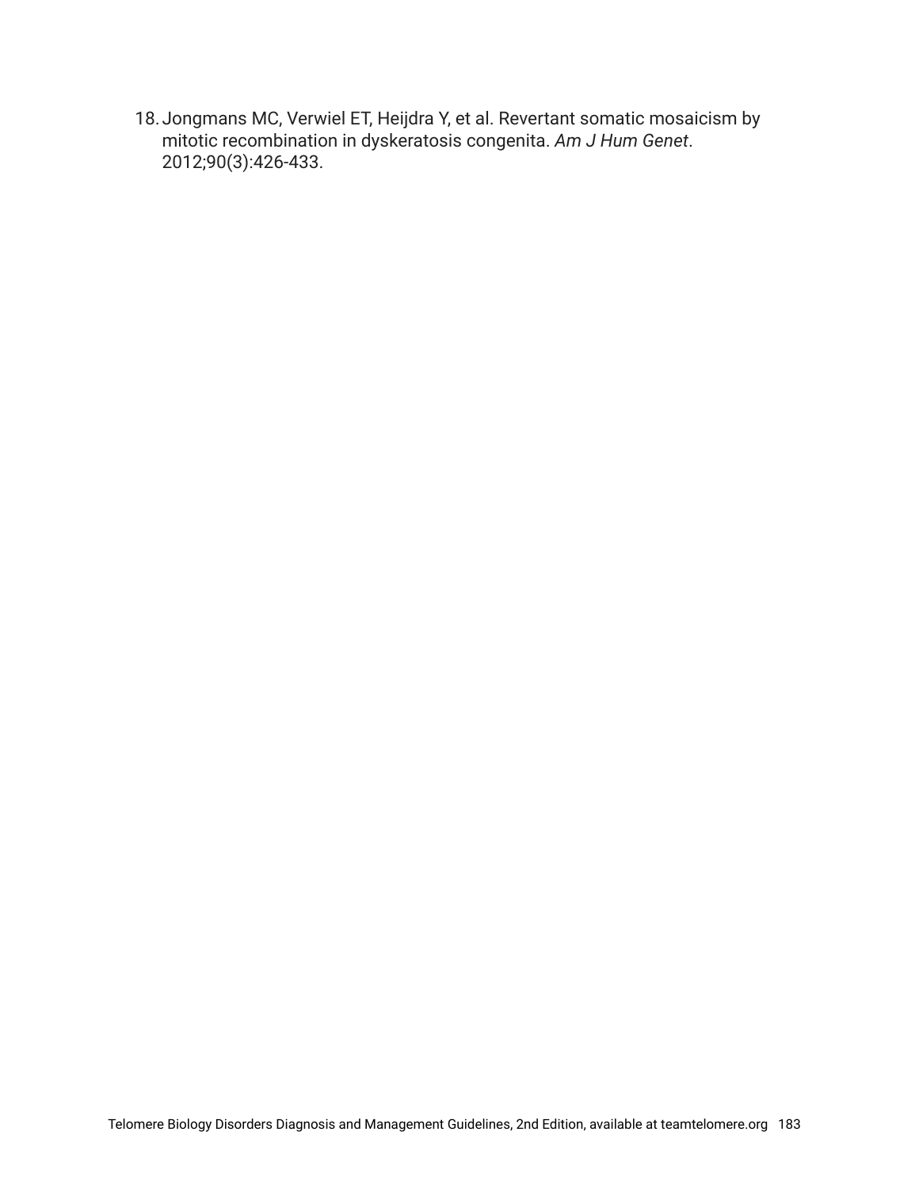18. Jongmans MC, Verwiel ET, Heijdra Y, et al. Revertant somatic mosaicism by mitotic recombination in dyskeratosis congenita. *Am J Hum Genet*. 2012;90(3):426-433.